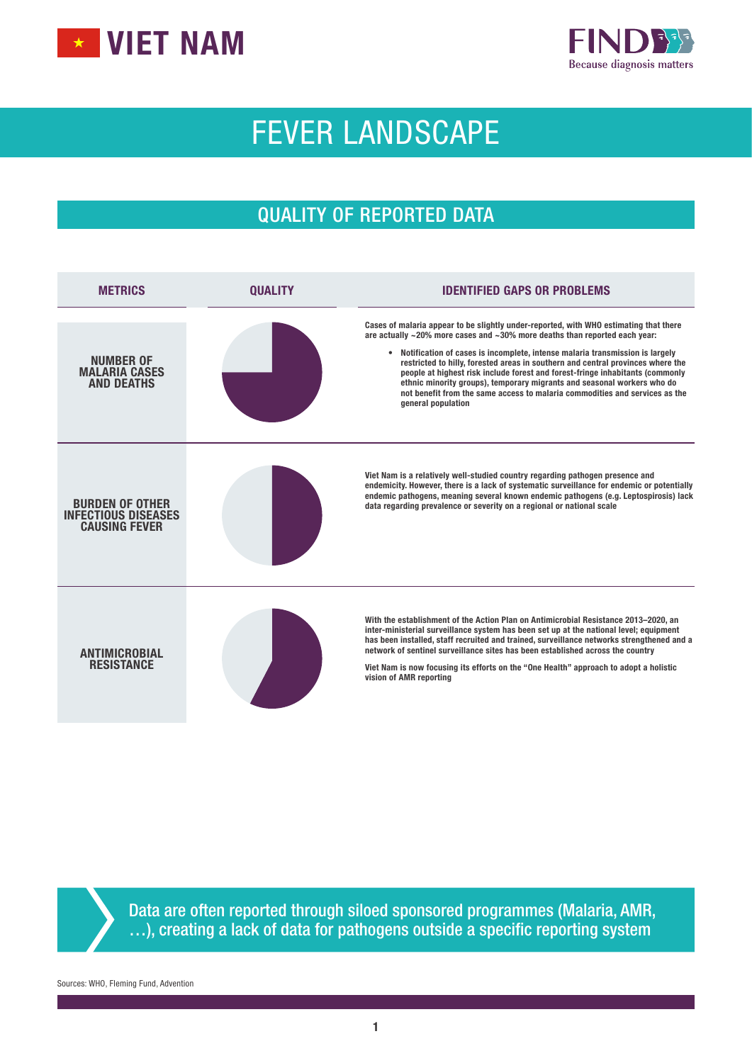# VIET NAM

FIND Because diagnosis matters

# FEVER LANDSCAPE

## QUALITY OF REPORTED DATA

| METRICS | QUALITY | IDENTIFIED GAPS OR PROBLEMS |
|---|---|---|
| **NUMBER OF MALARIA CASES AND DEATHS** | | Cases of malaria appear to be slightly under-reported, with WHO estimating that there are actually ~20% more cases and ~30% more deaths than reported each year: <br>• Notification of cases is incomplete, intense malaria transmission is largely restricted to hilly, forested areas in southern and central provinces where the people at highest risk include forest and forest-fringe inhabitants (commonly ethnic minority groups), temporary migrants and seasonal workers who do not benefit from the same access to malaria commodities and services as the general population |
| **BURDEN OF OTHER INFECTIOUS DISEASES CAUSING FEVER** | | Viet Nam is a relatively well-studied country regarding pathogen presence and endemicity. However, there is a lack of systematic surveillance for endemic or potentially endemic pathogens, meaning several known endemic pathogens (e.g. Leptospirosis) lack data regarding prevalence or severity on a regional or national scale |
| **ANTIMICROBIAL RESISTANCE** | | With the establishment of the Action Plan on Antimicrobial Resistance 2013–2020, an inter-ministerial surveillance system has been set up at the national level; equipment has been installed, staff recruited and trained, surveillance networks strengthened and a network of sentinel surveillance sites has been established across the country <br><br> Viet Nam is now focusing its efforts on the "One Health" approach to adopt a holistic vision of AMR reporting |

Data are often reported through siloed sponsored programmes (Malaria, AMR, …), creating a lack of data for pathogens outside a specific reporting system

Sources: WHO, Fleming Fund, Advention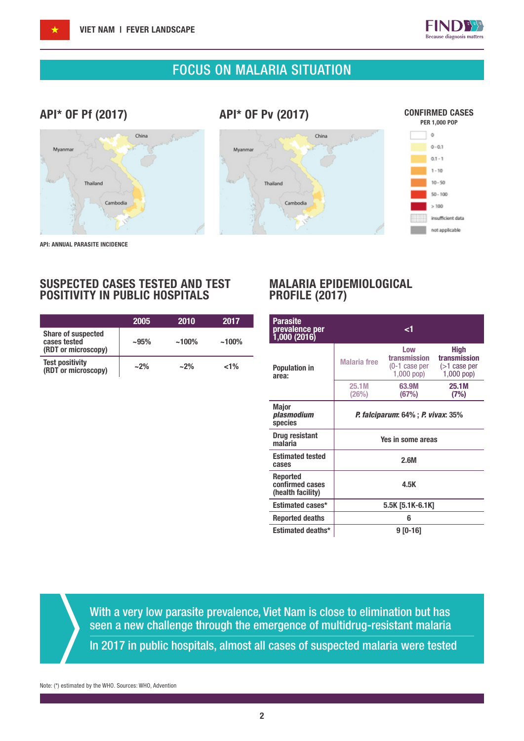# FOCUS ON MALARIA SITUATION

## API* OF Pf (2017)

## API* OF Pv (2017)

**CONFIRMED CASES**
PER 1,000 POP

- 0
- 0 - 0.1
- 0.1 - 1
- 1 - 10
- 10 - 50
- 50 - 100
- > 100
- insufficient data
- not applicable

API: ANNUAL PARASITE INCIDENCE

## SUSPECTED CASES TESTED AND TEST POSITIVITY IN PUBLIC HOSPITALS

| | 2005 | 2010 | 2017 |
|---|---|---|---|
| Share of suspected cases tested (RDT or microscopy) | ~95% | ~100% | ~100% |
| Test positivity (RDT or microscopy) | ~2% | ~2% | <1% |

## MALARIA EPIDEMIOLOGICAL PROFILE (2017)

| Parasite prevalence per 1,000 (2016) | <1 | | |
|---|---|---|---|
| Population in area: | Malaria free | Low transmission (0-1 case per 1,000 pop) | High transmission (>1 case per 1,000 pop) |
| | 25.1M (26%) | 63.9M (67%) | 25.1M (7%) |
| Major *plasmodium* species | *P. falciparum*: 64% ; *P. vivax*: 35% | | |
| Drug resistant malaria | Yes in some areas | | |
| Estimated tested cases | 2.6M | | |
| Reported confirmed cases (health facility) | 4.5K | | |
| Estimated cases* | 5.5K [5.1K-6.1K] | | |
| Reported deaths | 6 | | |
| Estimated deaths* | 9 [0-16] | | |

With a very low parasite prevalence, Viet Nam is close to elimination but has seen a new challenge through the emergence of multidrug-resistant malaria

In 2017 in public hospitals, almost all cases of suspected malaria were tested

Note: (*) estimated by the WHO. Sources: WHO, Advention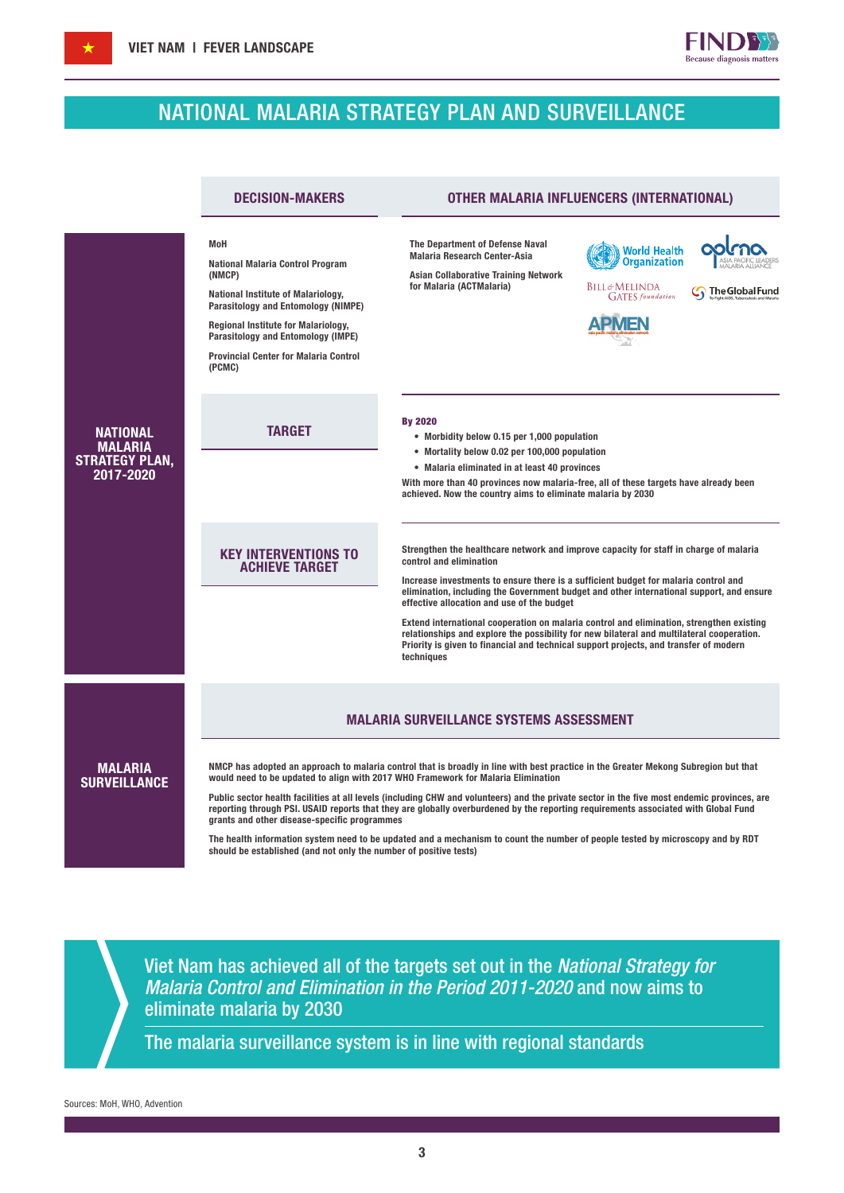# NATIONAL MALARIA STRATEGY PLAN AND SURVEILLANCE

## NATIONAL MALARIA STRATEGY PLAN, 2017-2020

### DECISION-MAKERS

- MoH
- National Malaria Control Program (NMCP)
- National Institute of Malariology, Parasitology and Entomology (NIMPE)
- Regional Institute for Malariology, Parasitology and Entomology (IMPE)
- Provincial Center for Malaria Control (PCMC)

### OTHER MALARIA INFLUENCERS (INTERNATIONAL)

- The Department of Defense Naval Malaria Research Center-Asia
- Asian Collaborative Training Network for Malaria (ACTMalaria)
- World Health Organization
- APLMA – Asia Pacific Leaders Malaria Alliance
- Bill & Melinda Gates Foundation
- The Global Fund
- APMEN

### TARGET

**By 2020**

- Morbidity below 0.15 per 1,000 population
- Mortality below 0.02 per 100,000 population
- Malaria eliminated in at least 40 provinces

With more than 40 provinces now malaria-free, all of these targets have already been achieved. Now the country aims to eliminate malaria by 2030

### KEY INTERVENTIONS TO ACHIEVE TARGET

Strengthen the healthcare network and improve capacity for staff in charge of malaria control and elimination

Increase investments to ensure there is a sufficient budget for malaria control and elimination, including the Government budget and other international support, and ensure effective allocation and use of the budget

Extend international cooperation on malaria control and elimination, strengthen existing relationships and explore the possibility for new bilateral and multilateral cooperation. Priority is given to financial and technical support projects, and transfer of modern techniques

## MALARIA SURVEILLANCE

### MALARIA SURVEILLANCE SYSTEMS ASSESSMENT

NMCP has adopted an approach to malaria control that is broadly in line with best practice in the Greater Mekong Subregion but that would need to be updated to align with 2017 WHO Framework for Malaria Elimination

Public sector health facilities at all levels (including CHW and volunteers) and the private sector in the five most endemic provinces, are reporting through PSI. USAID reports that they are globally overburdened by the reporting requirements associated with Global Fund grants and other disease-specific programmes

The health information system need to be updated and a mechanism to count the number of people tested by microscopy and by RDT should be established (and not only the number of positive tests)

---

Viet Nam has achieved all of the targets set out in the *National Strategy for Malaria Control and Elimination in the Period 2011-2020* and now aims to eliminate malaria by 2030

The malaria surveillance system is in line with regional standards

Sources: MoH, WHO, Advention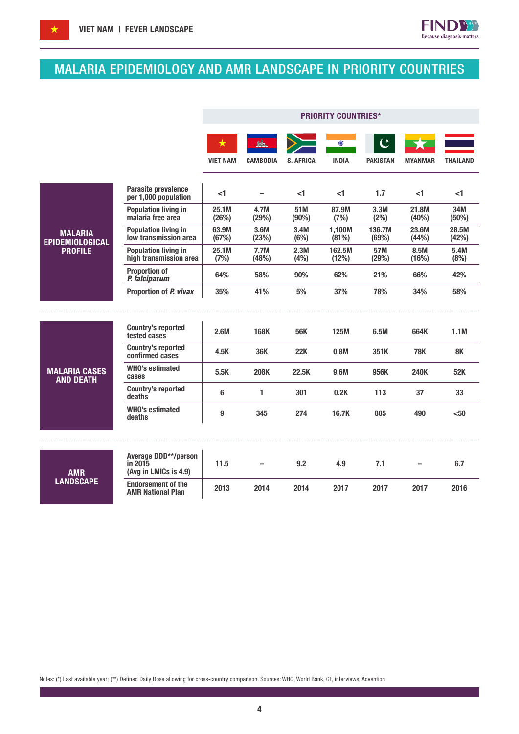# MALARIA EPIDEMIOLOGY AND AMR LANDSCAPE IN PRIORITY COUNTRIES

| | | PRIORITY COUNTRIES* | | | | | | |
|---|---|---|---|---|---|---|---|---|
| | | VIET NAM | CAMBODIA | S. AFRICA | INDIA | PAKISTAN | MYANMAR | THAILAND |
| **MALARIA EPIDEMIOLOGICAL PROFILE** | Parasite prevalence per 1,000 population | <1 | – | <1 | <1 | 1.7 | <1 | <1 |
| | Population living in malaria free area | 25.1M (26%) | 4.7M (29%) | 51M (90%) | 87.9M (7%) | 3.3M (2%) | 21.8M (40%) | 34M (50%) |
| | Population living in low transmission area | 63.9M (67%) | 3.6M (23%) | 3.4M (6%) | 1,100M (81%) | 136.7M (69%) | 23.6M (44%) | 28.5M (42%) |
| | Population living in high transmission area | 25.1M (7%) | 7.7M (48%) | 2.3M (4%) | 162.5M (12%) | 57M (29%) | 8.5M (16%) | 5.4M (8%) |
| | Proportion of *P. falciparum* | 64% | 58% | 90% | 62% | 21% | 66% | 42% |
| | Proportion of *P. vivax* | 35% | 41% | 5% | 37% | 78% | 34% | 58% |
| **MALARIA CASES AND DEATH** | Country's reported tested cases | 2.6M | 168K | 56K | 125M | 6.5M | 664K | 1.1M |
| | Country's reported confirmed cases | 4.5K | 36K | 22K | 0.8M | 351K | 78K | 8K |
| | WHO's estimated cases | 5.5K | 208K | 22.5K | 9.6M | 956K | 240K | 52K |
| | Country's reported deaths | 6 | 1 | 301 | 0.2K | 113 | 37 | 33 |
| | WHO's estimated deaths | 9 | 345 | 274 | 16.7K | 805 | 490 | <50 |
| **AMR LANDSCAPE** | Average DDD**/person in 2015 (Avg in LMICs is 4.9) | 11.5 | – | 9.2 | 4.9 | 7.1 | – | 6.7 |
| | Endorsement of the AMR National Plan | 2013 | 2014 | 2014 | 2017 | 2017 | 2017 | 2016 |

Notes: (*) Last available year; (**) Defined Daily Dose allowing for cross-country comparison. Sources: WHO, World Bank, GF, interviews, Advention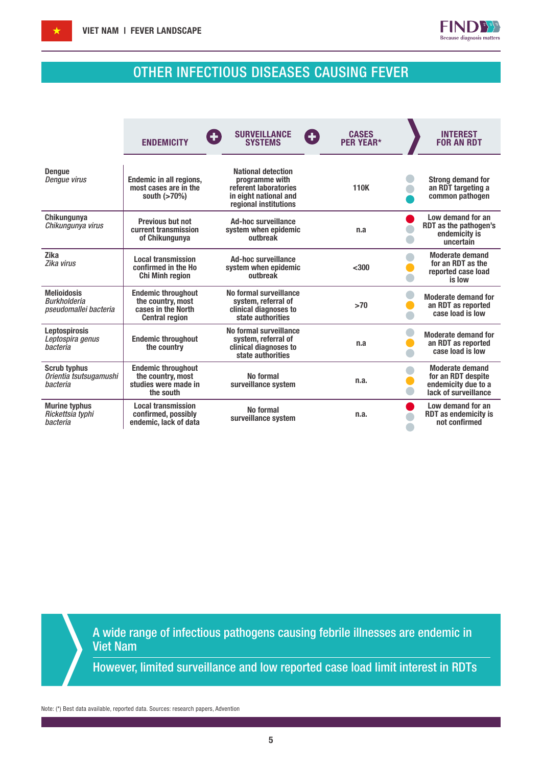# OTHER INFECTIOUS DISEASES CAUSING FEVER

| | ENDEMICITY | SURVEILLANCE SYSTEMS | CASES PER YEAR* | INTEREST FOR AN RDT |
|---|---|---|---|---|
| **Dengue** *Dengue virus* | Endemic in all regions, most cases are in the south (>70%) | National detection programme with referent laboratories in eight national and regional institutions | 110K | Strong demand for an RDT targeting a common pathogen |
| **Chikungunya** *Chikungunya virus* | Previous but not current transmission of Chikungunya | Ad-hoc surveillance system when epidemic outbreak | n.a | Low demand for an RDT as the pathogen's endemicity is uncertain |
| **Zika** *Zika virus* | Local transmission confirmed in the Ho Chi Minh region | Ad-hoc surveillance system when epidemic outbreak | <300 | Moderate demand for an RDT as the reported case load is low |
| **Melioidosis** *Burkholderia pseudomallei bacteria* | Endemic throughout the country, most cases in the North Central region | No formal surveillance system, referral of clinical diagnoses to state authorities | >70 | Moderate demand for an RDT as reported case load is low |
| **Leptospirosis** *Leptospira genus bacteria* | Endemic throughout the country | No formal surveillance system, referral of clinical diagnoses to state authorities | n.a | Moderate demand for an RDT as reported case load is low |
| **Scrub typhus** *Orientia tsutsugamushi bacteria* | Endemic throughout the country, most studies were made in the south | No formal surveillance system | n.a. | Moderate demand for an RDT despite endemicity due to a lack of surveillance |
| **Murine typhus** *Rickettsia typhi bacteria* | Local transmission confirmed, possibly endemic, lack of data | No formal surveillance system | n.a. | Low demand for an RDT as endemicity is not confirmed |

A wide range of infectious pathogens causing febrile illnesses are endemic in Viet Nam

However, limited surveillance and low reported case load limit interest in RDTs

Note: (*) Best data available, reported data. Sources: research papers, Advention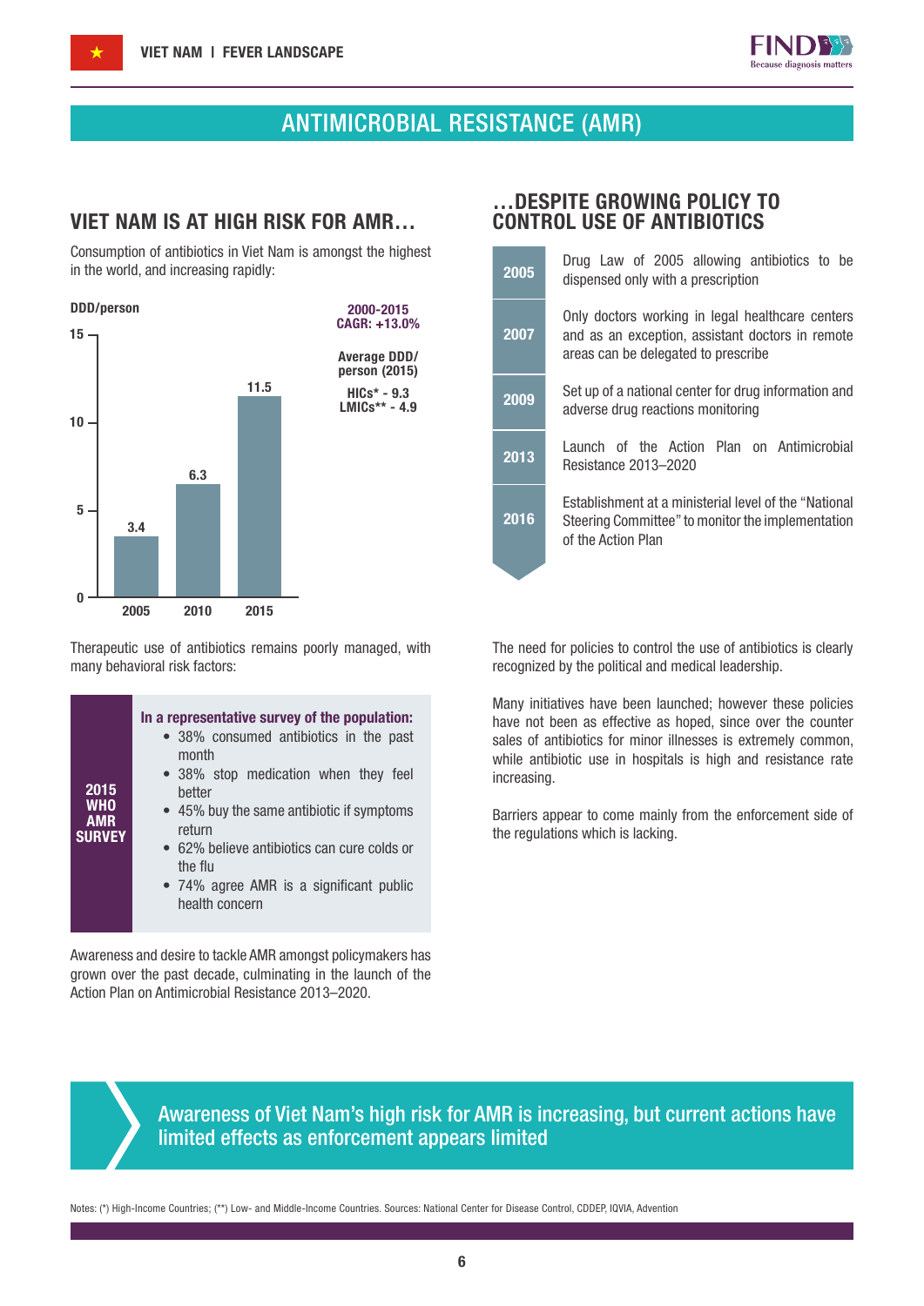# ANTIMICROBIAL RESISTANCE (AMR)

## VIET NAM IS AT HIGH RISK FOR AMR…

Consumption of antibiotics in Viet Nam is amongst the highest in the world, and increasing rapidly:

DDD/person

15
10
5
0

3.4
6.3
11.5

2005
2010
2015

**2000-2015**
**CAGR: +13.0%**

**Average DDD/ person (2015)**

**HICs\* - 9.3**
**LMICs\*\* - 4.9**

Therapeutic use of antibiotics remains poorly managed, with many behavioral risk factors:

**2015 WHO AMR SURVEY**

**In a representative survey of the population:**

- 38% consumed antibiotics in the past month
- 38% stop medication when they feel better
- 45% buy the same antibiotic if symptoms return
- 62% believe antibiotics can cure colds or the flu
- 74% agree AMR is a significant public health concern

Awareness and desire to tackle AMR amongst policymakers has grown over the past decade, culminating in the launch of the Action Plan on Antimicrobial Resistance 2013–2020.

## …DESPITE GROWING POLICY TO CONTROL USE OF ANTIBIOTICS

| | |
|---|---|
| **2005** | Drug Law of 2005 allowing antibiotics to be dispensed only with a prescription |
| **2007** | Only doctors working in legal healthcare centers and as an exception, assistant doctors in remote areas can be delegated to prescribe |
| **2009** | Set up of a national center for drug information and adverse drug reactions monitoring |
| **2013** | Launch of the Action Plan on Antimicrobial Resistance 2013–2020 |
| **2016** | Establishment at a ministerial level of the "National Steering Committee" to monitor the implementation of the Action Plan |

The need for policies to control the use of antibiotics is clearly recognized by the political and medical leadership.

Many initiatives have been launched; however these policies have not been as effective as hoped, since over the counter sales of antibiotics for minor illnesses is extremely common, while antibiotic use in hospitals is high and resistance rate increasing.

Barriers appear to come mainly from the enforcement side of the regulations which is lacking.

**Awareness of Viet Nam's high risk for AMR is increasing, but current actions have limited effects as enforcement appears limited**

Notes: (\*) High-Income Countries; (\*\*) Low- and Middle-Income Countries. Sources: National Center for Disease Control, CDDEP, IQVIA, Advention